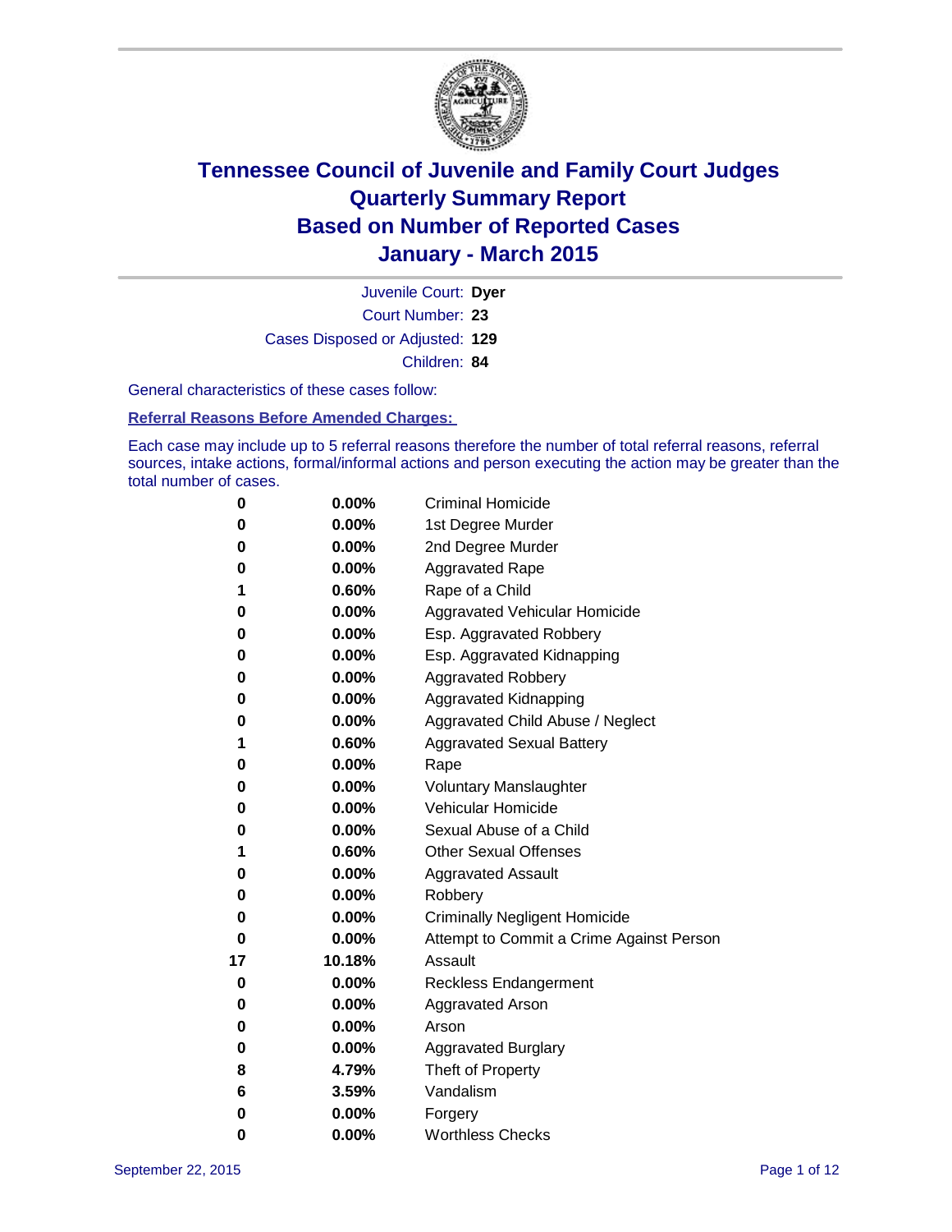# Tennessee Council of Juvenile and Family Court Judges
## Quarterly Summary Report
## Based on Number of Reported Cases
## January - March 2015

Juvenile Court: **Dyer**

Court Number: **23**

Cases Disposed or Adjusted: **129**

Children: **84**

General characteristics of these cases follow:

**Referral Reasons Before Amended Charges:**

Each case may include up to 5 referral reasons therefore the number of total referral reasons, referral sources, intake actions, formal/informal actions and person executing the action may be greater than the total number of cases.

| Count | Percent | Referral Reason |
|---|---|---|
| 0 | 0.00% | Criminal Homicide |
| 0 | 0.00% | 1st Degree Murder |
| 0 | 0.00% | 2nd Degree Murder |
| 0 | 0.00% | Aggravated Rape |
| 1 | 0.60% | Rape of a Child |
| 0 | 0.00% | Aggravated Vehicular Homicide |
| 0 | 0.00% | Esp. Aggravated Robbery |
| 0 | 0.00% | Esp. Aggravated Kidnapping |
| 0 | 0.00% | Aggravated Robbery |
| 0 | 0.00% | Aggravated Kidnapping |
| 0 | 0.00% | Aggravated Child Abuse / Neglect |
| 1 | 0.60% | Aggravated Sexual Battery |
| 0 | 0.00% | Rape |
| 0 | 0.00% | Voluntary Manslaughter |
| 0 | 0.00% | Vehicular Homicide |
| 0 | 0.00% | Sexual Abuse of a Child |
| 1 | 0.60% | Other Sexual Offenses |
| 0 | 0.00% | Aggravated Assault |
| 0 | 0.00% | Robbery |
| 0 | 0.00% | Criminally Negligent Homicide |
| 0 | 0.00% | Attempt to Commit a Crime Against Person |
| 17 | 10.18% | Assault |
| 0 | 0.00% | Reckless Endangerment |
| 0 | 0.00% | Aggravated Arson |
| 0 | 0.00% | Arson |
| 0 | 0.00% | Aggravated Burglary |
| 8 | 4.79% | Theft of Property |
| 6 | 3.59% | Vandalism |
| 0 | 0.00% | Forgery |
| 0 | 0.00% | Worthless Checks |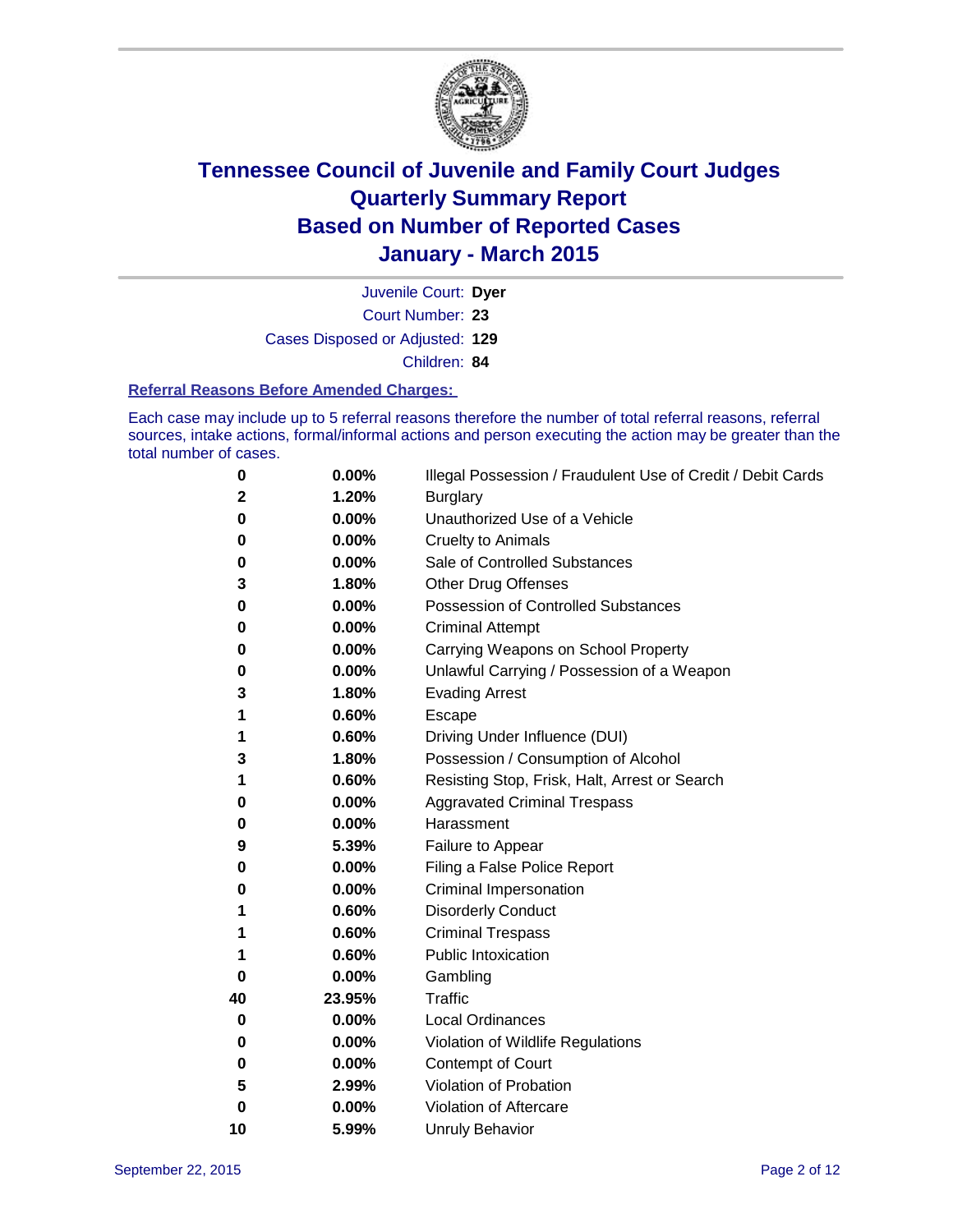# Tennessee Council of Juvenile and Family Court Judges
## Quarterly Summary Report
## Based on Number of Reported Cases
## January - March 2015

Juvenile Court: **Dyer**

Court Number: **23**

Cases Disposed or Adjusted: **129**

Children: **84**

### Referral Reasons Before Amended Charges:

Each case may include up to 5 referral reasons therefore the number of total referral reasons, referral sources, intake actions, formal/informal actions and person executing the action may be greater than the total number of cases.

| Count | Percent | Referral Reason |
|---|---|---|
| 0 | 0.00% | Illegal Possession / Fraudulent Use of Credit / Debit Cards |
| 2 | 1.20% | Burglary |
| 0 | 0.00% | Unauthorized Use of a Vehicle |
| 0 | 0.00% | Cruelty to Animals |
| 0 | 0.00% | Sale of Controlled Substances |
| 3 | 1.80% | Other Drug Offenses |
| 0 | 0.00% | Possession of Controlled Substances |
| 0 | 0.00% | Criminal Attempt |
| 0 | 0.00% | Carrying Weapons on School Property |
| 0 | 0.00% | Unlawful Carrying / Possession of a Weapon |
| 3 | 1.80% | Evading Arrest |
| 1 | 0.60% | Escape |
| 1 | 0.60% | Driving Under Influence (DUI) |
| 3 | 1.80% | Possession / Consumption of Alcohol |
| 1 | 0.60% | Resisting Stop, Frisk, Halt, Arrest or Search |
| 0 | 0.00% | Aggravated Criminal Trespass |
| 0 | 0.00% | Harassment |
| 9 | 5.39% | Failure to Appear |
| 0 | 0.00% | Filing a False Police Report |
| 0 | 0.00% | Criminal Impersonation |
| 1 | 0.60% | Disorderly Conduct |
| 1 | 0.60% | Criminal Trespass |
| 1 | 0.60% | Public Intoxication |
| 0 | 0.00% | Gambling |
| 40 | 23.95% | Traffic |
| 0 | 0.00% | Local Ordinances |
| 0 | 0.00% | Violation of Wildlife Regulations |
| 0 | 0.00% | Contempt of Court |
| 5 | 2.99% | Violation of Probation |
| 0 | 0.00% | Violation of Aftercare |
| 10 | 5.99% | Unruly Behavior |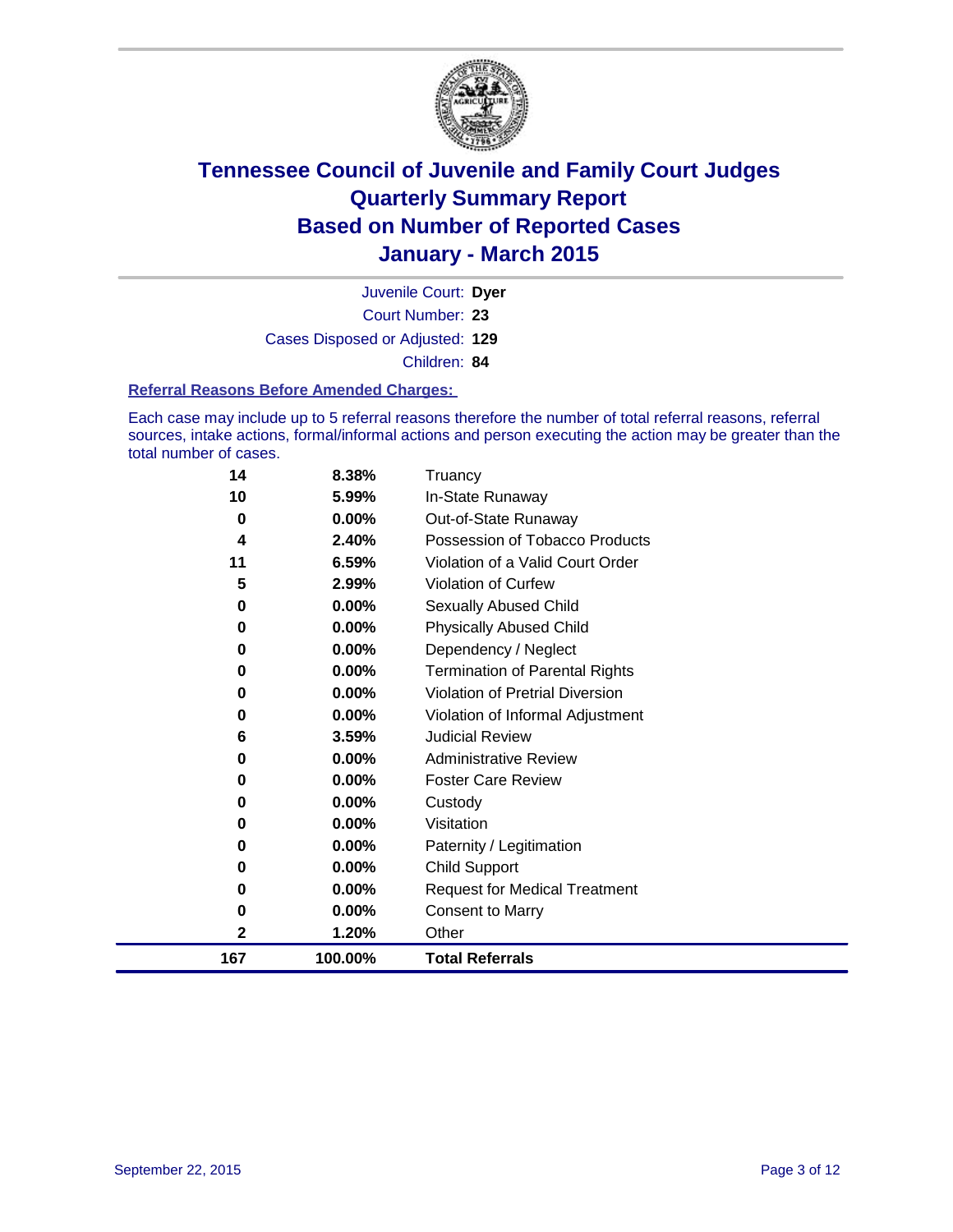# Tennessee Council of Juvenile and Family Court Judges
## Quarterly Summary Report
## Based on Number of Reported Cases
## January - March 2015

Juvenile Court: **Dyer**

Court Number: **23**

Cases Disposed or Adjusted: **129**

Children: **84**

### Referral Reasons Before Amended Charges:

Each case may include up to 5 referral reasons therefore the number of total referral reasons, referral sources, intake actions, formal/informal actions and person executing the action may be greater than the total number of cases.

| Count | Percent | Referral Reason |
|---|---|---|
| 14 | 8.38% | Truancy |
| 10 | 5.99% | In-State Runaway |
| 0 | 0.00% | Out-of-State Runaway |
| 4 | 2.40% | Possession of Tobacco Products |
| 11 | 6.59% | Violation of a Valid Court Order |
| 5 | 2.99% | Violation of Curfew |
| 0 | 0.00% | Sexually Abused Child |
| 0 | 0.00% | Physically Abused Child |
| 0 | 0.00% | Dependency / Neglect |
| 0 | 0.00% | Termination of Parental Rights |
| 0 | 0.00% | Violation of Pretrial Diversion |
| 0 | 0.00% | Violation of Informal Adjustment |
| 6 | 3.59% | Judicial Review |
| 0 | 0.00% | Administrative Review |
| 0 | 0.00% | Foster Care Review |
| 0 | 0.00% | Custody |
| 0 | 0.00% | Visitation |
| 0 | 0.00% | Paternity / Legitimation |
| 0 | 0.00% | Child Support |
| 0 | 0.00% | Request for Medical Treatment |
| 0 | 0.00% | Consent to Marry |
| 2 | 1.20% | Other |
| **167** | **100.00%** | **Total Referrals** |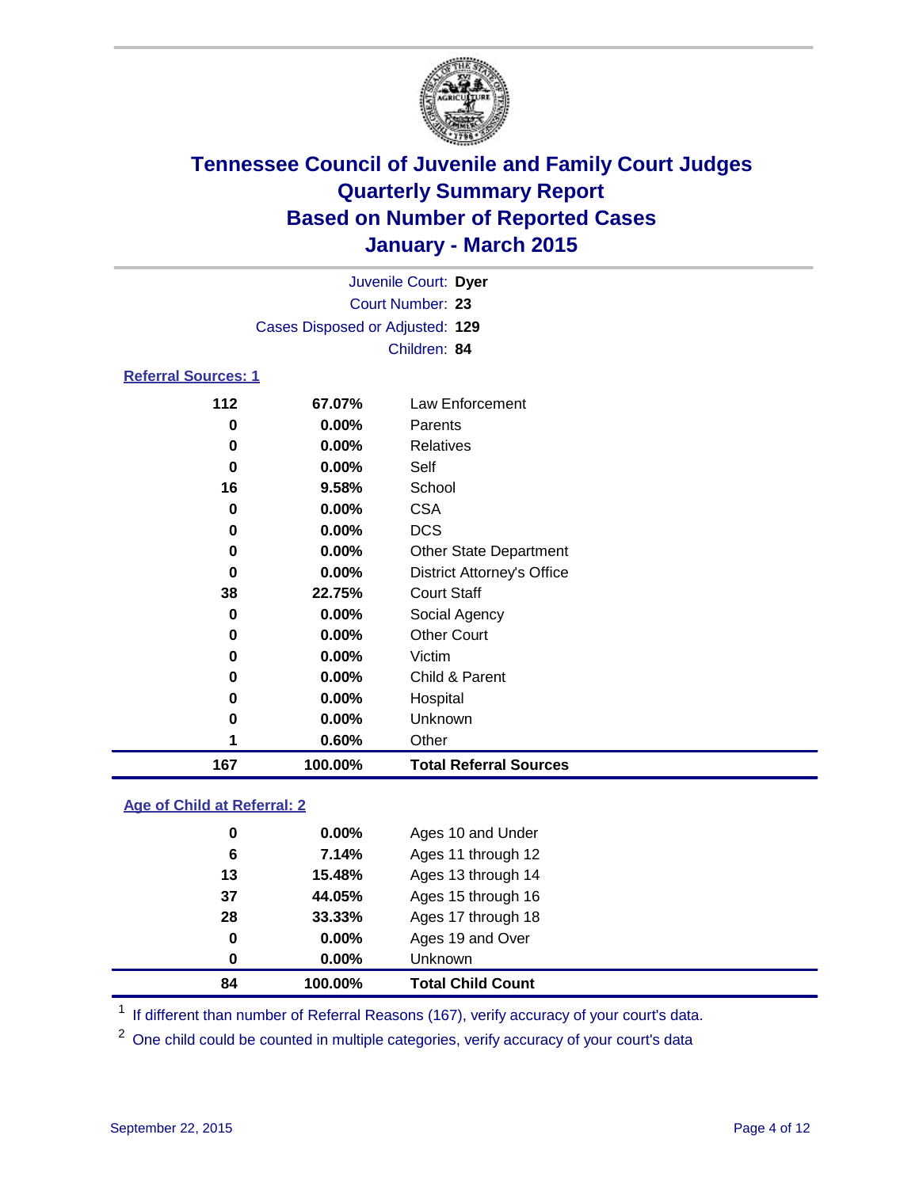# Tennessee Council of Juvenile and Family Court Judges
# Quarterly Summary Report
# Based on Number of Reported Cases
# January - March 2015

Juvenile Court: **Dyer**
Court Number: **23**
Cases Disposed or Adjusted: **129**
Children: **84**

### Referral Sources: 1

| Count | Percent | Source |
|---|---|---|
| 112 | 67.07% | Law Enforcement |
| 0 | 0.00% | Parents |
| 0 | 0.00% | Relatives |
| 0 | 0.00% | Self |
| 16 | 9.58% | School |
| 0 | 0.00% | CSA |
| 0 | 0.00% | DCS |
| 0 | 0.00% | Other State Department |
| 0 | 0.00% | District Attorney's Office |
| 38 | 22.75% | Court Staff |
| 0 | 0.00% | Social Agency |
| 0 | 0.00% | Other Court |
| 0 | 0.00% | Victim |
| 0 | 0.00% | Child & Parent |
| 0 | 0.00% | Hospital |
| 0 | 0.00% | Unknown |
| 1 | 0.60% | Other |
| **167** | **100.00%** | **Total Referral Sources** |

### Age of Child at Referral: 2

| Count | Percent | Age |
|---|---|---|
| 0 | 0.00% | Ages 10 and Under |
| 6 | 7.14% | Ages 11 through 12 |
| 13 | 15.48% | Ages 13 through 14 |
| 37 | 44.05% | Ages 15 through 16 |
| 28 | 33.33% | Ages 17 through 18 |
| 0 | 0.00% | Ages 19 and Over |
| 0 | 0.00% | Unknown |
| **84** | **100.00%** | **Total Child Count** |

[1] If different than number of Referral Reasons (167), verify accuracy of your court's data.

[2] One child could be counted in multiple categories, verify accuracy of your court's data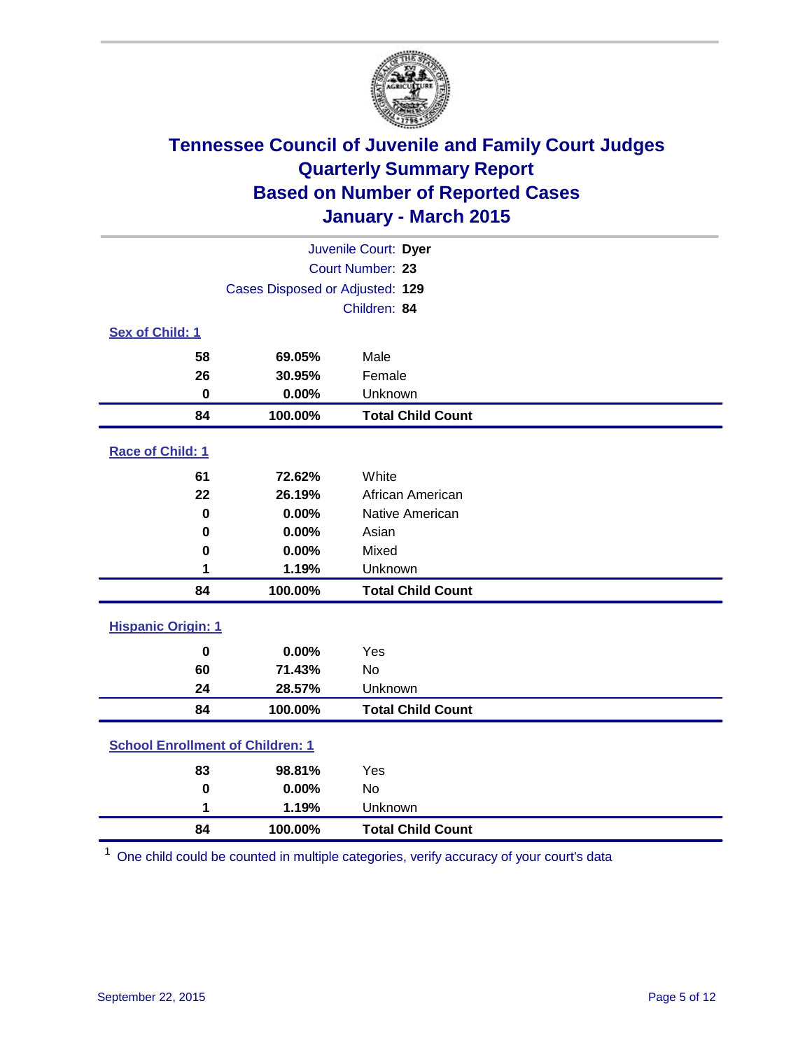# Tennessee Council of Juvenile and Family Court Judges
## Quarterly Summary Report
## Based on Number of Reported Cases
## January - March 2015

Juvenile Court: **Dyer**

Court Number: **23**

Cases Disposed or Adjusted: **129**

Children: **84**

### Sex of Child: 1

| Count | Percent | Category |
|---|---|---|
| 58 | 69.05% | Male |
| 26 | 30.95% | Female |
| 0 | 0.00% | Unknown |
| **84** | **100.00%** | **Total Child Count** |

### Race of Child: 1

| Count | Percent | Category |
|---|---|---|
| 61 | 72.62% | White |
| 22 | 26.19% | African American |
| 0 | 0.00% | Native American |
| 0 | 0.00% | Asian |
| 0 | 0.00% | Mixed |
| 1 | 1.19% | Unknown |
| **84** | **100.00%** | **Total Child Count** |

### Hispanic Origin: 1

| Count | Percent | Category |
|---|---|---|
| 0 | 0.00% | Yes |
| 60 | 71.43% | No |
| 24 | 28.57% | Unknown |
| **84** | **100.00%** | **Total Child Count** |

### School Enrollment of Children: 1

| Count | Percent | Category |
|---|---|---|
| 83 | 98.81% | Yes |
| 0 | 0.00% | No |
| 1 | 1.19% | Unknown |
| **84** | **100.00%** | **Total Child Count** |

[1] One child could be counted in multiple categories, verify accuracy of your court's data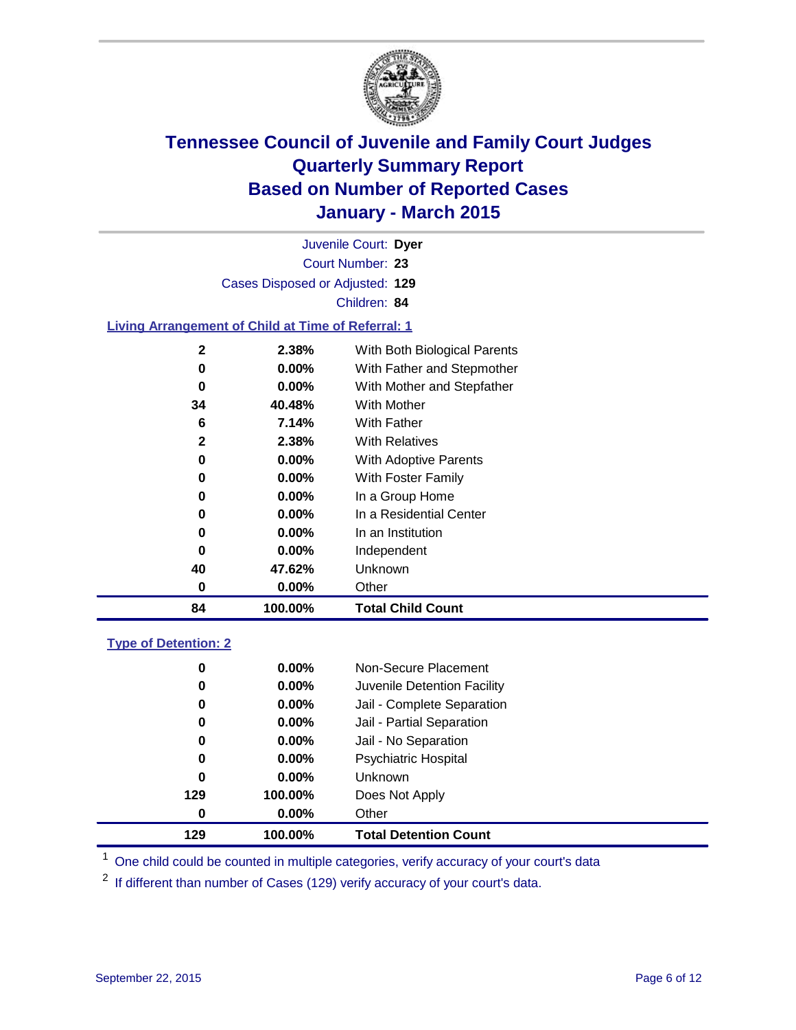# Tennessee Council of Juvenile and Family Court Judges
# Quarterly Summary Report
# Based on Number of Reported Cases
# January - March 2015

Juvenile Court: **Dyer**

Court Number: **23**

Cases Disposed or Adjusted: **129**

Children: **84**

## Living Arrangement of Child at Time of Referral: 1

| Count | Percent | Living Arrangement |
|---|---|---|
| 2 | 2.38% | With Both Biological Parents |
| 0 | 0.00% | With Father and Stepmother |
| 0 | 0.00% | With Mother and Stepfather |
| 34 | 40.48% | With Mother |
| 6 | 7.14% | With Father |
| 2 | 2.38% | With Relatives |
| 0 | 0.00% | With Adoptive Parents |
| 0 | 0.00% | With Foster Family |
| 0 | 0.00% | In a Group Home |
| 0 | 0.00% | In a Residential Center |
| 0 | 0.00% | In an Institution |
| 0 | 0.00% | Independent |
| 40 | 47.62% | Unknown |
| 0 | 0.00% | Other |
| **84** | **100.00%** | **Total Child Count** |

## Type of Detention: 2

| Count | Percent | Type of Detention |
|---|---|---|
| 0 | 0.00% | Non-Secure Placement |
| 0 | 0.00% | Juvenile Detention Facility |
| 0 | 0.00% | Jail - Complete Separation |
| 0 | 0.00% | Jail - Partial Separation |
| 0 | 0.00% | Jail - No Separation |
| 0 | 0.00% | Psychiatric Hospital |
| 0 | 0.00% | Unknown |
| 129 | 100.00% | Does Not Apply |
| 0 | 0.00% | Other |
| **129** | **100.00%** | **Total Detention Count** |

[1] One child could be counted in multiple categories, verify accuracy of your court's data

[2] If different than number of Cases (129) verify accuracy of your court's data.

September 22, 2015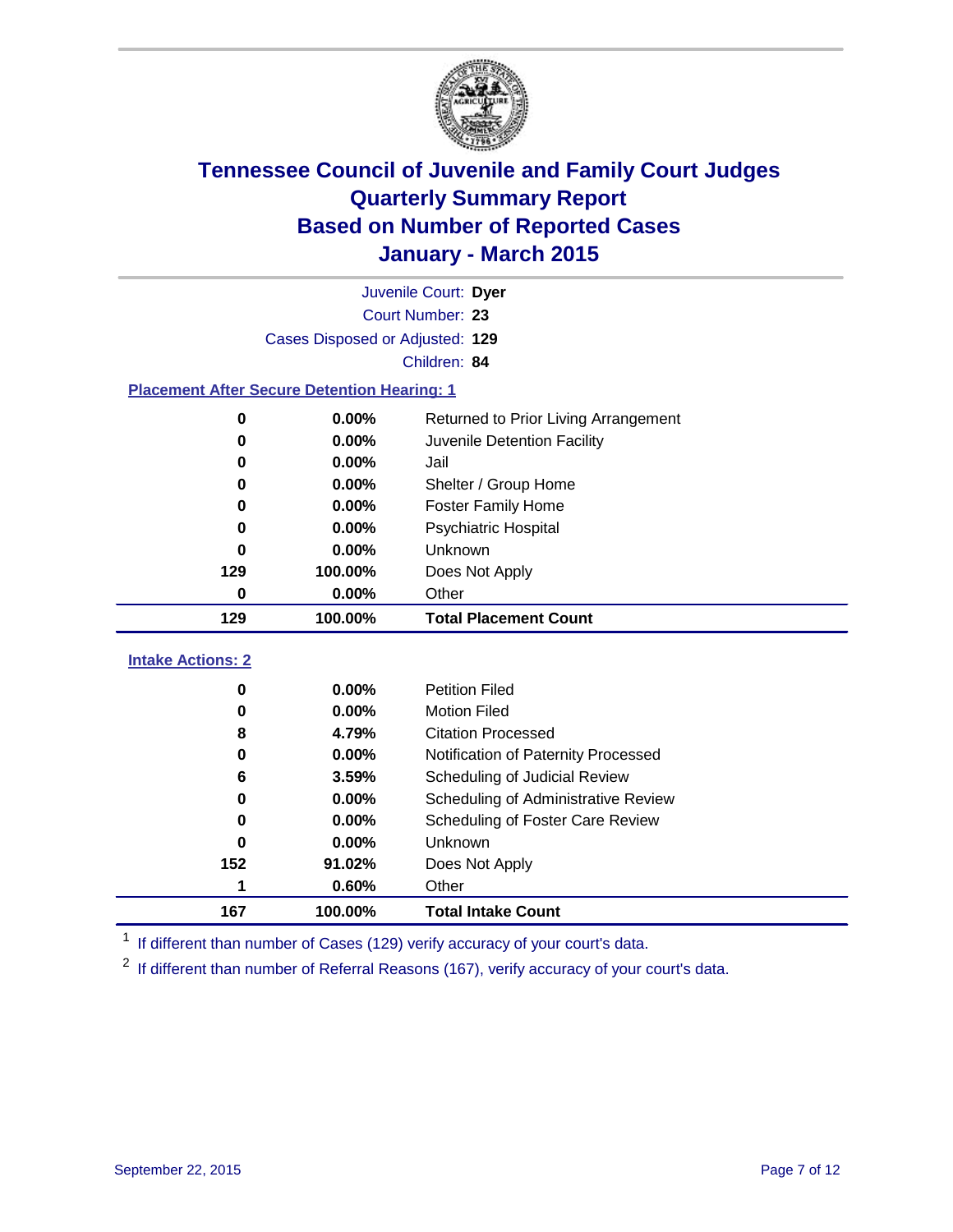# Tennessee Council of Juvenile and Family Court Judges
## Quarterly Summary Report
## Based on Number of Reported Cases
## January - March 2015

Juvenile Court: **Dyer**
Court Number: **23**
Cases Disposed or Adjusted: **129**
Children: **84**

### Placement After Secure Detention Hearing: 1

| Count | Percent | Placement |
|---|---|---|
| 0 | 0.00% | Returned to Prior Living Arrangement |
| 0 | 0.00% | Juvenile Detention Facility |
| 0 | 0.00% | Jail |
| 0 | 0.00% | Shelter / Group Home |
| 0 | 0.00% | Foster Family Home |
| 0 | 0.00% | Psychiatric Hospital |
| 0 | 0.00% | Unknown |
| 129 | 100.00% | Does Not Apply |
| 0 | 0.00% | Other |
| **129** | **100.00%** | **Total Placement Count** |

### Intake Actions: 2

| Count | Percent | Intake Action |
|---|---|---|
| 0 | 0.00% | Petition Filed |
| 0 | 0.00% | Motion Filed |
| 8 | 4.79% | Citation Processed |
| 0 | 0.00% | Notification of Paternity Processed |
| 6 | 3.59% | Scheduling of Judicial Review |
| 0 | 0.00% | Scheduling of Administrative Review |
| 0 | 0.00% | Scheduling of Foster Care Review |
| 0 | 0.00% | Unknown |
| 152 | 91.02% | Does Not Apply |
| 1 | 0.60% | Other |
| **167** | **100.00%** | **Total Intake Count** |

[1] If different than number of Cases (129) verify accuracy of your court's data.

[2] If different than number of Referral Reasons (167), verify accuracy of your court's data.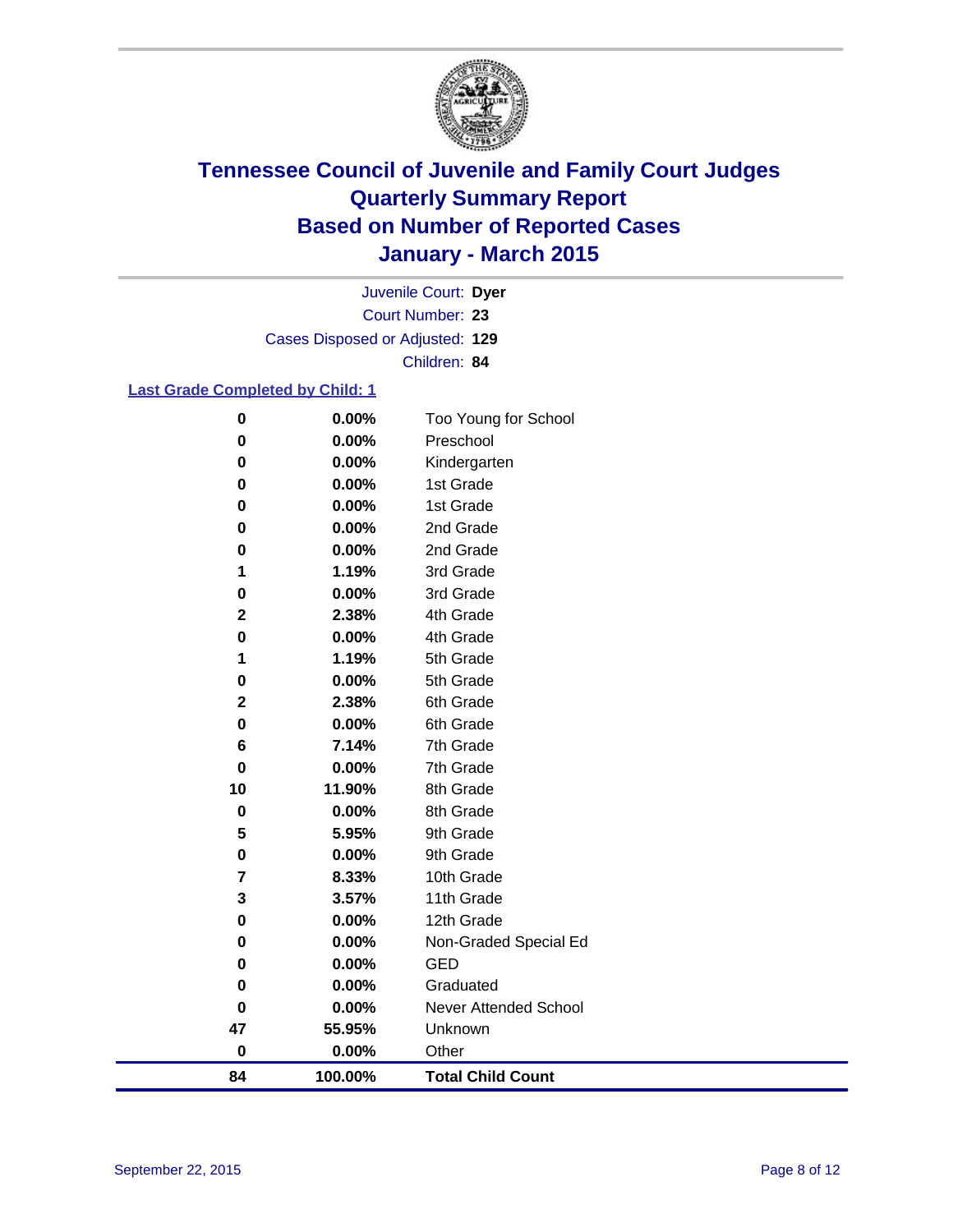# Tennessee Council of Juvenile and Family Court Judges
# Quarterly Summary Report
# Based on Number of Reported Cases
# January - March 2015

Juvenile Court: **Dyer**

Court Number: **23**

Cases Disposed or Adjusted: **129**

Children: **84**

**Last Grade Completed by Child: 1**

| Count | Percent | Grade |
|---|---|---|
| 0 | 0.00% | Too Young for School |
| 0 | 0.00% | Preschool |
| 0 | 0.00% | Kindergarten |
| 0 | 0.00% | 1st Grade |
| 0 | 0.00% | 1st Grade |
| 0 | 0.00% | 2nd Grade |
| 0 | 0.00% | 2nd Grade |
| 1 | 1.19% | 3rd Grade |
| 0 | 0.00% | 3rd Grade |
| 2 | 2.38% | 4th Grade |
| 0 | 0.00% | 4th Grade |
| 1 | 1.19% | 5th Grade |
| 0 | 0.00% | 5th Grade |
| 2 | 2.38% | 6th Grade |
| 0 | 0.00% | 6th Grade |
| 6 | 7.14% | 7th Grade |
| 0 | 0.00% | 7th Grade |
| 10 | 11.90% | 8th Grade |
| 0 | 0.00% | 8th Grade |
| 5 | 5.95% | 9th Grade |
| 0 | 0.00% | 9th Grade |
| 7 | 8.33% | 10th Grade |
| 3 | 3.57% | 11th Grade |
| 0 | 0.00% | 12th Grade |
| 0 | 0.00% | Non-Graded Special Ed |
| 0 | 0.00% | GED |
| 0 | 0.00% | Graduated |
| 0 | 0.00% | Never Attended School |
| 47 | 55.95% | Unknown |
| 0 | 0.00% | Other |
| **84** | **100.00%** | **Total Child Count** |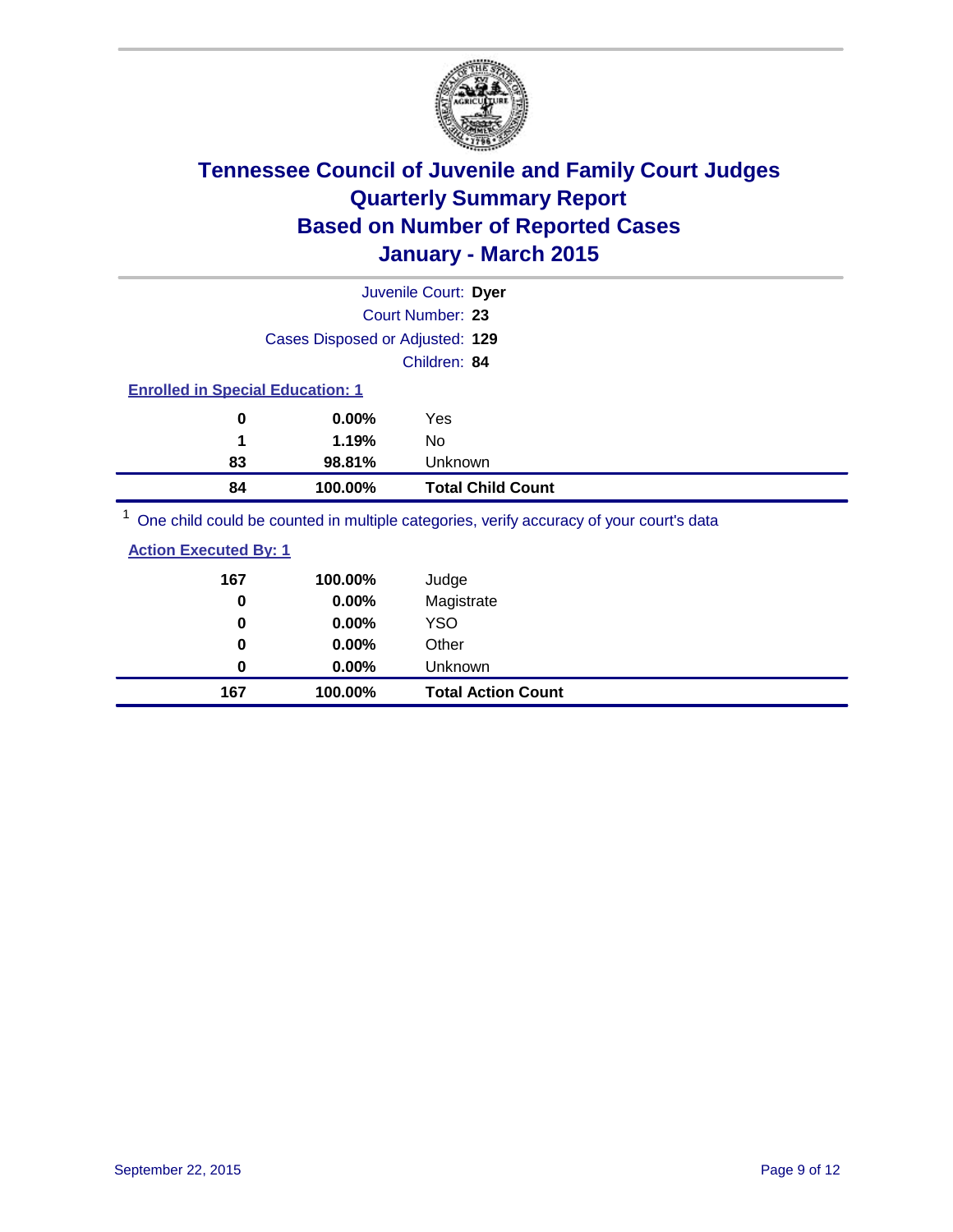# Tennessee Council of Juvenile and Family Court Judges
## Quarterly Summary Report
## Based on Number of Reported Cases
## January - March 2015

Juvenile Court: **Dyer**
Court Number: **23**
Cases Disposed or Adjusted: **129**
Children: **84**

**Enrolled in Special Education: 1**

| | | |
|---|---|---|
| 0 | 0.00% | Yes |
| 1 | 1.19% | No |
| 83 | 98.81% | Unknown |
| **84** | **100.00%** | **Total Child Count** |

[1] One child could be counted in multiple categories, verify accuracy of your court's data

**Action Executed By: 1**

| | | |
|---|---|---|
| 167 | 100.00% | Judge |
| 0 | 0.00% | Magistrate |
| 0 | 0.00% | YSO |
| 0 | 0.00% | Other |
| 0 | 0.00% | Unknown |
| **167** | **100.00%** | **Total Action Count** |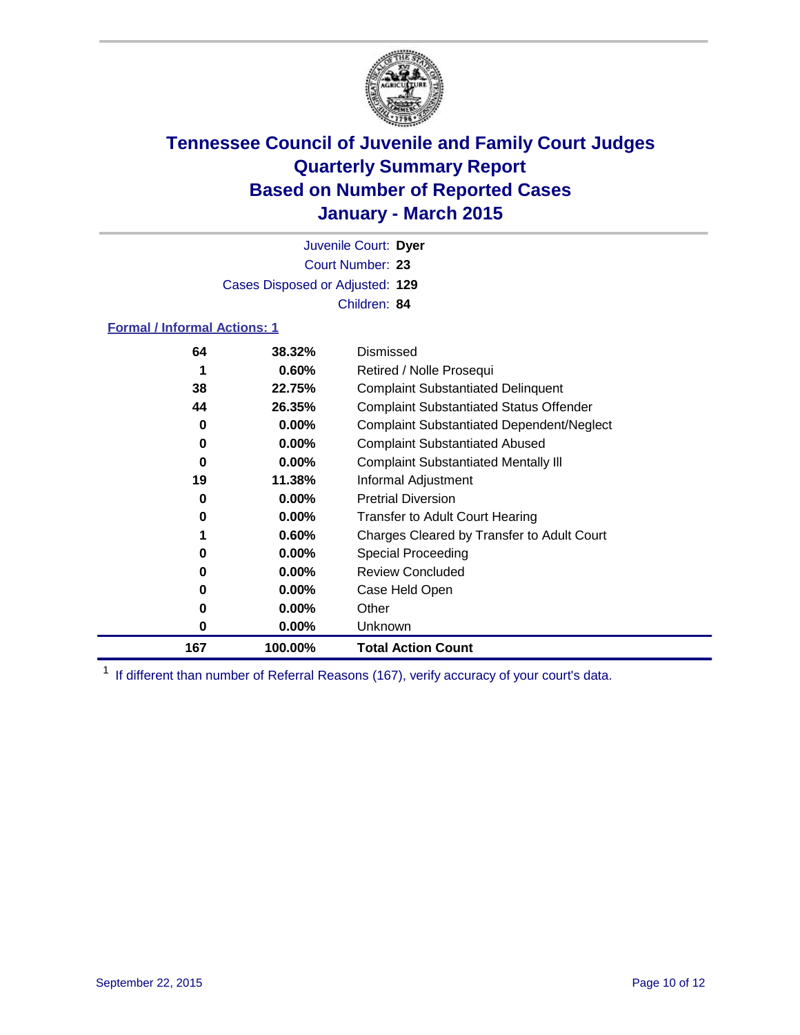# Tennessee Council of Juvenile and Family Court Judges
# Quarterly Summary Report
# Based on Number of Reported Cases
# January - March 2015

Juvenile Court: **Dyer**
Court Number: **23**
Cases Disposed or Adjusted: **129**
Children: **84**

**Formal / Informal Actions: 1**

| | | |
|---|---|---|
| **64** | **38.32%** | Dismissed |
| **1** | **0.60%** | Retired / Nolle Prosequi |
| **38** | **22.75%** | Complaint Substantiated Delinquent |
| **44** | **26.35%** | Complaint Substantiated Status Offender |
| **0** | **0.00%** | Complaint Substantiated Dependent/Neglect |
| **0** | **0.00%** | Complaint Substantiated Abused |
| **0** | **0.00%** | Complaint Substantiated Mentally Ill |
| **19** | **11.38%** | Informal Adjustment |
| **0** | **0.00%** | Pretrial Diversion |
| **0** | **0.00%** | Transfer to Adult Court Hearing |
| **1** | **0.60%** | Charges Cleared by Transfer to Adult Court |
| **0** | **0.00%** | Special Proceeding |
| **0** | **0.00%** | Review Concluded |
| **0** | **0.00%** | Case Held Open |
| **0** | **0.00%** | Other |
| **0** | **0.00%** | Unknown |
| **167** | **100.00%** | **Total Action Count** |

[1] If different than number of Referral Reasons (167), verify accuracy of your court's data.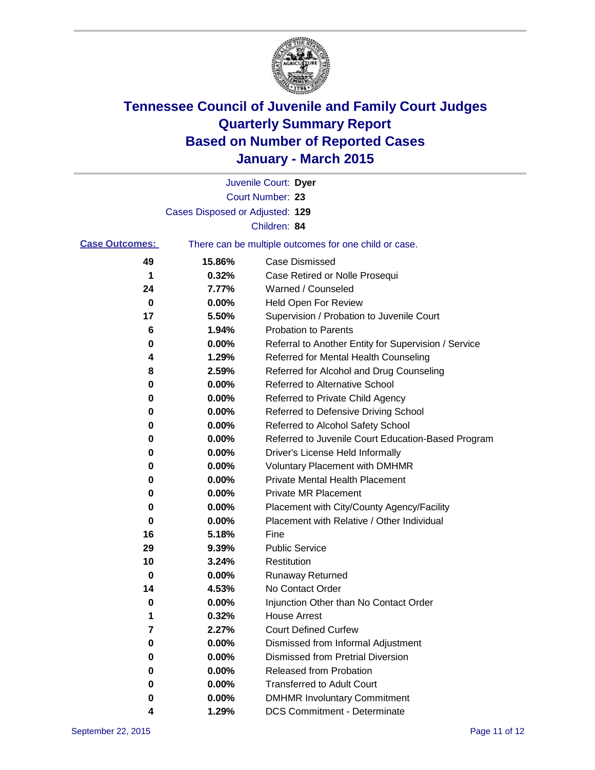# Tennessee Council of Juvenile and Family Court Judges
# Quarterly Summary Report
# Based on Number of Reported Cases
# January - March 2015

Juvenile Court: **Dyer**
Court Number: **23**
Cases Disposed or Adjusted: **129**
Children: **84**

**Case Outcomes:** There can be multiple outcomes for one child or case.

| Count | Percent | Outcome |
|---|---|---|
| **49** | **15.86%** | Case Dismissed |
| **1** | **0.32%** | Case Retired or Nolle Prosequi |
| **24** | **7.77%** | Warned / Counseled |
| **0** | **0.00%** | Held Open For Review |
| **17** | **5.50%** | Supervision / Probation to Juvenile Court |
| **6** | **1.94%** | Probation to Parents |
| **0** | **0.00%** | Referral to Another Entity for Supervision / Service |
| **4** | **1.29%** | Referred for Mental Health Counseling |
| **8** | **2.59%** | Referred for Alcohol and Drug Counseling |
| **0** | **0.00%** | Referred to Alternative School |
| **0** | **0.00%** | Referred to Private Child Agency |
| **0** | **0.00%** | Referred to Defensive Driving School |
| **0** | **0.00%** | Referred to Alcohol Safety School |
| **0** | **0.00%** | Referred to Juvenile Court Education-Based Program |
| **0** | **0.00%** | Driver's License Held Informally |
| **0** | **0.00%** | Voluntary Placement with DMHMR |
| **0** | **0.00%** | Private Mental Health Placement |
| **0** | **0.00%** | Private MR Placement |
| **0** | **0.00%** | Placement with City/County Agency/Facility |
| **0** | **0.00%** | Placement with Relative / Other Individual |
| **16** | **5.18%** | Fine |
| **29** | **9.39%** | Public Service |
| **10** | **3.24%** | Restitution |
| **0** | **0.00%** | Runaway Returned |
| **14** | **4.53%** | No Contact Order |
| **0** | **0.00%** | Injunction Other than No Contact Order |
| **1** | **0.32%** | House Arrest |
| **7** | **2.27%** | Court Defined Curfew |
| **0** | **0.00%** | Dismissed from Informal Adjustment |
| **0** | **0.00%** | Dismissed from Pretrial Diversion |
| **0** | **0.00%** | Released from Probation |
| **0** | **0.00%** | Transferred to Adult Court |
| **0** | **0.00%** | DMHMR Involuntary Commitment |
| **4** | **1.29%** | DCS Commitment - Determinate |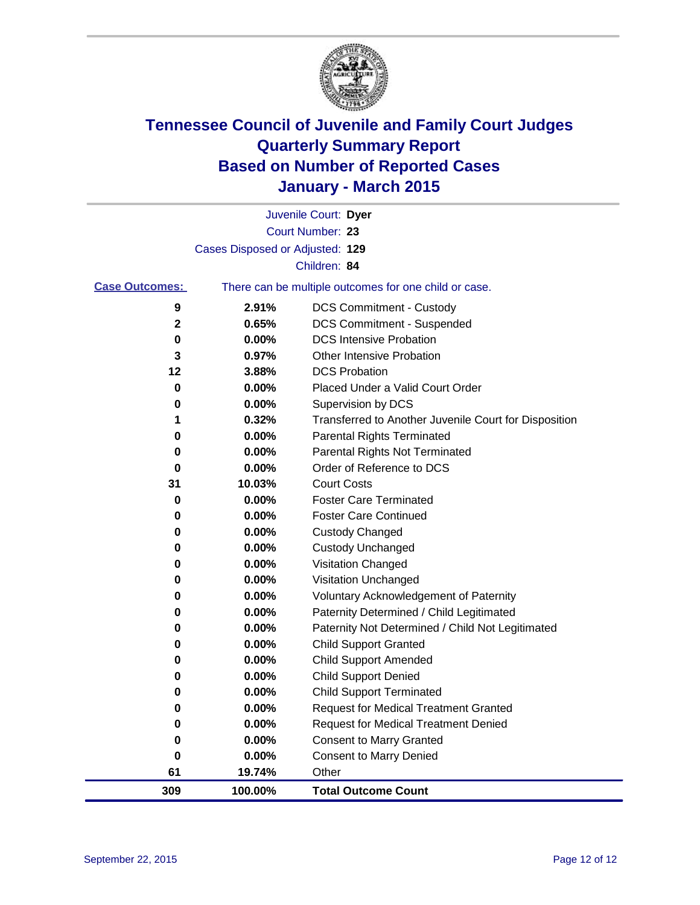# Tennessee Council of Juvenile and Family Court Judges
# Quarterly Summary Report
# Based on Number of Reported Cases
# January - March 2015

Juvenile Court: **Dyer**

Court Number: **23**

Cases Disposed or Adjusted: **129**

Children: **84**

**Case Outcomes:** There can be multiple outcomes for one child or case.

| | | |
|---|---|---|
| **9** | **2.91%** | DCS Commitment - Custody |
| **2** | **0.65%** | DCS Commitment - Suspended |
| **0** | **0.00%** | DCS Intensive Probation |
| **3** | **0.97%** | Other Intensive Probation |
| **12** | **3.88%** | DCS Probation |
| **0** | **0.00%** | Placed Under a Valid Court Order |
| **0** | **0.00%** | Supervision by DCS |
| **1** | **0.32%** | Transferred to Another Juvenile Court for Disposition |
| **0** | **0.00%** | Parental Rights Terminated |
| **0** | **0.00%** | Parental Rights Not Terminated |
| **0** | **0.00%** | Order of Reference to DCS |
| **31** | **10.03%** | Court Costs |
| **0** | **0.00%** | Foster Care Terminated |
| **0** | **0.00%** | Foster Care Continued |
| **0** | **0.00%** | Custody Changed |
| **0** | **0.00%** | Custody Unchanged |
| **0** | **0.00%** | Visitation Changed |
| **0** | **0.00%** | Visitation Unchanged |
| **0** | **0.00%** | Voluntary Acknowledgement of Paternity |
| **0** | **0.00%** | Paternity Determined / Child Legitimated |
| **0** | **0.00%** | Paternity Not Determined / Child Not Legitimated |
| **0** | **0.00%** | Child Support Granted |
| **0** | **0.00%** | Child Support Amended |
| **0** | **0.00%** | Child Support Denied |
| **0** | **0.00%** | Child Support Terminated |
| **0** | **0.00%** | Request for Medical Treatment Granted |
| **0** | **0.00%** | Request for Medical Treatment Denied |
| **0** | **0.00%** | Consent to Marry Granted |
| **0** | **0.00%** | Consent to Marry Denied |
| **61** | **19.74%** | Other |
| **309** | **100.00%** | **Total Outcome Count** |

September 22, 2015